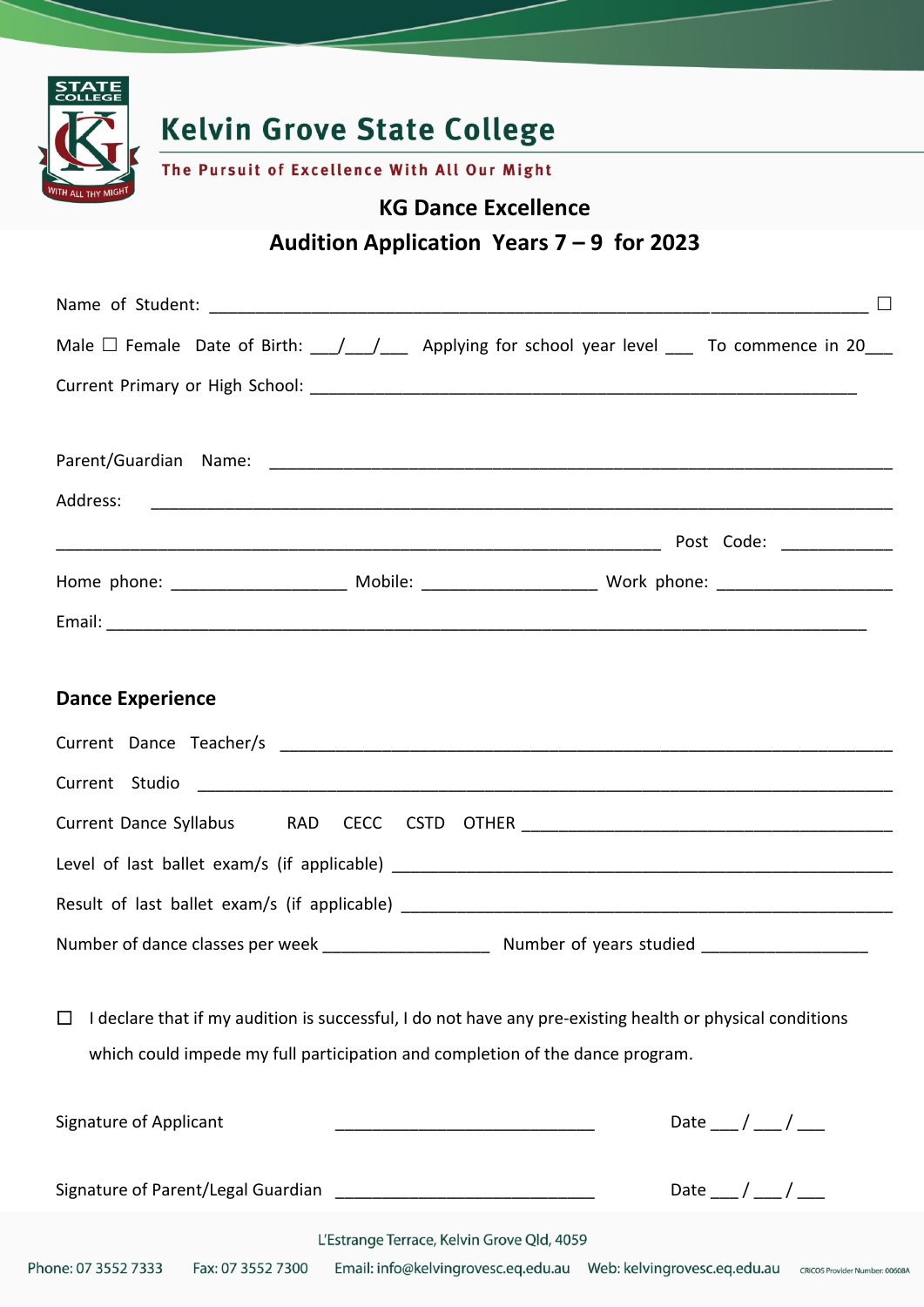# Kelvin Grove State College

**The Pursuit of Excellence With All Our Might**

## KG Dance Excellence

## Audition Application Years 7 – 9 for 2023

Name of Student: ______________________________________________________________________ ☐

Male ☐ Female Date of Birth: ___/___/___ Applying for school year level ___ To commence in 20___

Current Primary or High School: ___________________________________________________________

Parent/Guardian Name: __________________________________________________________________

Address: ______________________________________________________________________________

______________________________________________________________ Post Code: ___________

Home phone: __________________ Mobile: __________________ Work phone: __________________

Email: ________________________________________________________________________________

### Dance Experience

Current Dance Teacher/s ________________________________________________________________

Current Studio __________________________________________________________________________

Current Dance Syllabus RAD CECC CSTD OTHER ______________________________________

Level of last ballet exam/s (if applicable) ______________________________________________

Result of last ballet exam/s (if applicable) _____________________________________________

Number of dance classes per week _________________ Number of years studied _________________

☐ I declare that if my audition is successful, I do not have any pre-existing health or physical conditions which could impede my full participation and completion of the dance program.

Signature of Applicant ___________________________ Date ___ / ___ / ___

Signature of Parent/Legal Guardian ___________________________ Date ___ / ___ / ___

L'Estrange Terrace, Kelvin Grove Qld, 4059

Phone: 07 3552 7333 Fax: 07 3552 7300 Email: info@kelvingrovesc.eq.edu.au Web: kelvingrovesc.eq.edu.au CRICOS Provider Number: 00608A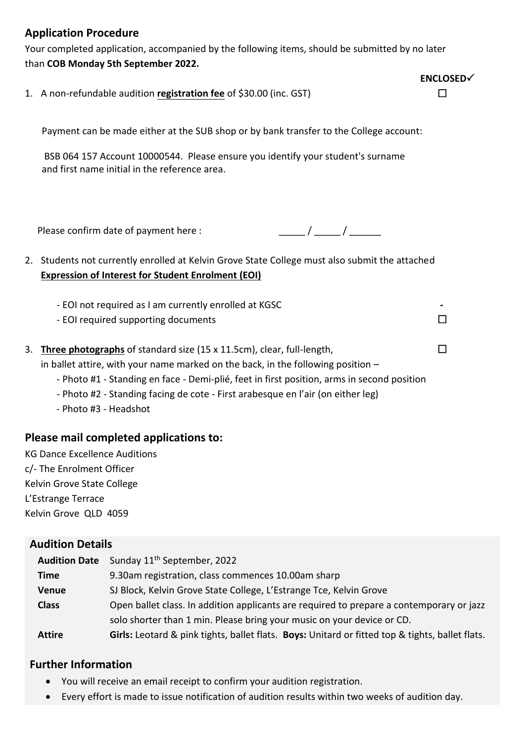## Application Procedure

Your completed application, accompanied by the following items, should be submitted by no later than **COB Monday 5th September 2022.**

**ENCLOSED✓**

1. A non-refundable audition **registration fee** of $30.00 (inc. GST) ☐

   Payment can be made either at the SUB shop or by bank transfer to the College account:

   BSB 064 157 Account 10000544. Please ensure you identify your student's surname and first name initial in the reference area.

   Please confirm date of payment here : _____ / _____ / ______

2. Students not currently enrolled at Kelvin Grove State College must also submit the attached **Expression of Interest for Student Enrolment (EOI)**

   - EOI not required as I am currently enrolled at KGSC -
   - EOI required supporting documents ☐

3. **Three photographs** of standard size (15 x 11.5cm), clear, full-length, in ballet attire, with your name marked on the back, in the following position – ☐
   - Photo #1 - Standing en face - Demi-plié, feet in first position, arms in second position
   - Photo #2 - Standing facing de cote - First arabesque en l'air (on either leg)
   - Photo #3 - Headshot

## Please mail completed applications to:

KG Dance Excellence Auditions
c/- The Enrolment Officer
Kelvin Grove State College
L'Estrange Terrace
Kelvin Grove QLD 4059

## Audition Details

| | |
|---|---|
| **Audition Date** | Sunday 11th September, 2022 |
| **Time** | 9.30am registration, class commences 10.00am sharp |
| **Venue** | SJ Block, Kelvin Grove State College, L'Estrange Tce, Kelvin Grove |
| **Class** | Open ballet class. In addition applicants are required to prepare a contemporary or jazz solo shorter than 1 min. Please bring your music on your device or CD. |
| **Attire** | **Girls:** Leotard & pink tights, ballet flats. **Boys:** Unitard or fitted top & tights, ballet flats. |

## Further Information

- You will receive an email receipt to confirm your audition registration.
- Every effort is made to issue notification of audition results within two weeks of audition day.